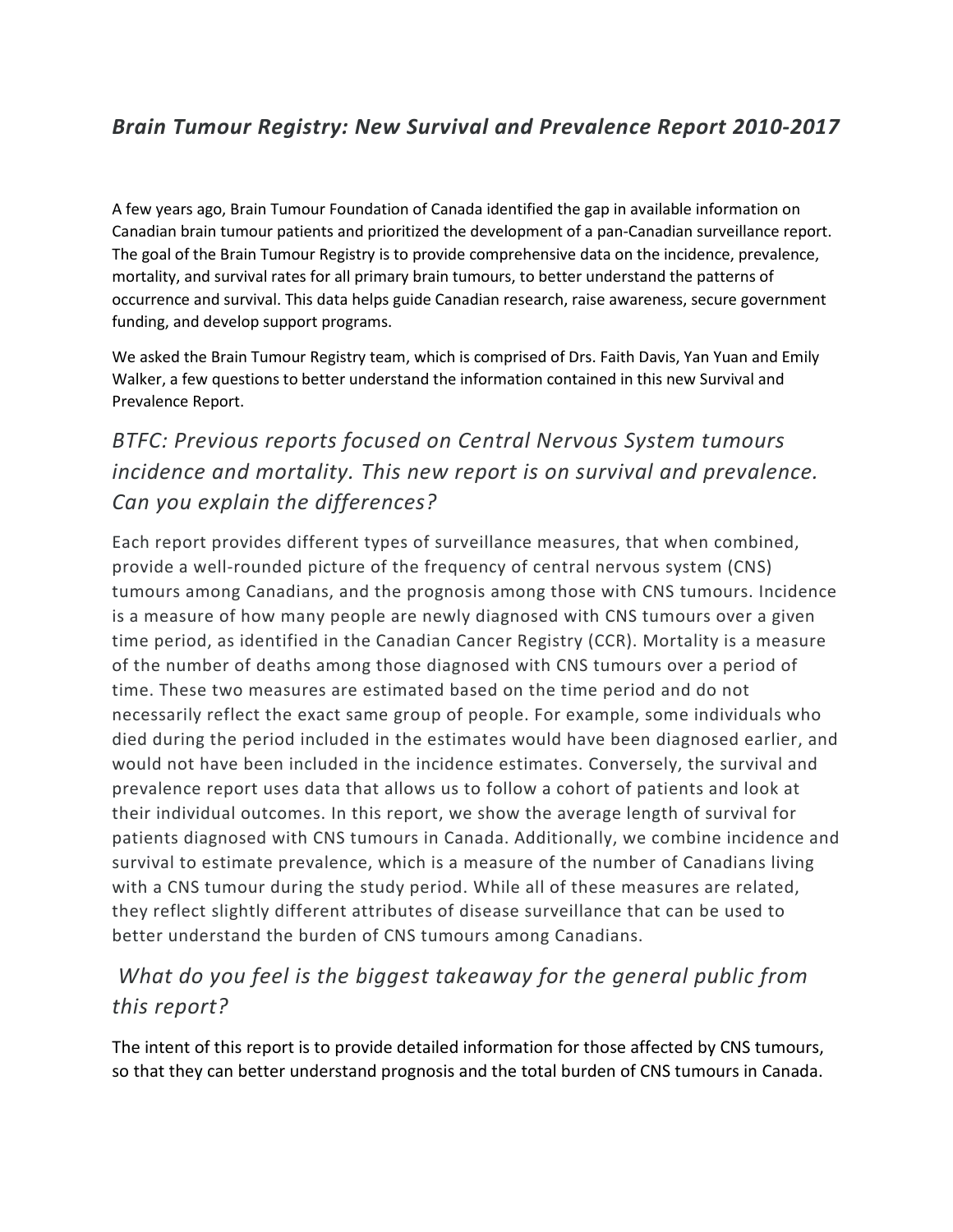# *Brain Tumour Registry: New Survival and Prevalence Report 2010-2017*

A few years ago, Brain Tumour Foundation of Canada identified the gap in available information on Canadian brain tumour patients and prioritized the development of a pan-Canadian surveillance report. The goal of the Brain Tumour Registry is to provide comprehensive data on the incidence, prevalence, mortality, and survival rates for all primary brain tumours, to better understand the patterns of occurrence and survival. This data helps guide Canadian research, raise awareness, secure government funding, and develop support programs.

We asked the Brain Tumour Registry team, which is comprised of Drs. Faith Davis, Yan Yuan and Emily Walker, a few questions to better understand the information contained in this new Survival and Prevalence Report.

## *BTFC: Previous reports focused on Central Nervous System tumours incidence and mortality. This new report is on survival and prevalence. Can you explain the differences?*

Each report provides different types of surveillance measures, that when combined, provide a well-rounded picture of the frequency of central nervous system (CNS) tumours among Canadians, and the prognosis among those with CNS tumours. Incidence is a measure of how many people are newly diagnosed with CNS tumours over a given time period, as identified in the Canadian Cancer Registry (CCR). Mortality is a measure of the number of deaths among those diagnosed with CNS tumours over a period of time. These two measures are estimated based on the time period and do not necessarily reflect the exact same group of people. For example, some individuals who died during the period included in the estimates would have been diagnosed earlier, and would not have been included in the incidence estimates. Conversely, the survival and prevalence report uses data that allows us to follow a cohort of patients and look at their individual outcomes. In this report, we show the average length of survival for patients diagnosed with CNS tumours in Canada. Additionally, we combine incidence and survival to estimate prevalence, which is a measure of the number of Canadians living with a CNS tumour during the study period. While all of these measures are related, they reflect slightly different attributes of disease surveillance that can be used to better understand the burden of CNS tumours among Canadians.

## *What do you feel is the biggest takeaway for the general public from this report?*

The intent of this report is to provide detailed information for those affected by CNS tumours, so that they can better understand prognosis and the total burden of CNS tumours in Canada.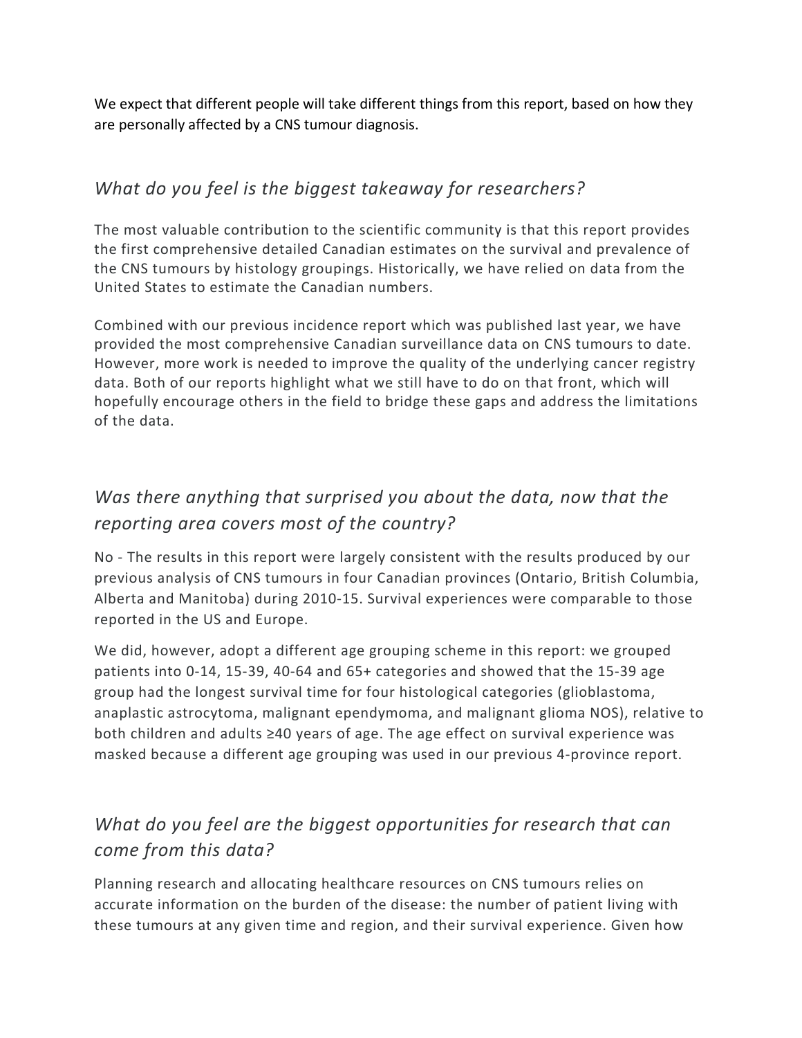We expect that different people will take different things from this report, based on how they are personally affected by a CNS tumour diagnosis.

## *What do you feel is the biggest takeaway for researchers?*

The most valuable contribution to the scientific community is that this report provides the first comprehensive detailed Canadian estimates on the survival and prevalence of the CNS tumours by histology groupings. Historically, we have relied on data from the United States to estimate the Canadian numbers.

Combined with our previous incidence report which was published last year, we have provided the most comprehensive Canadian surveillance data on CNS tumours to date. However, more work is needed to improve the quality of the underlying cancer registry data. Both of our reports highlight what we still have to do on that front, which will hopefully encourage others in the field to bridge these gaps and address the limitations of the data.

## *Was there anything that surprised you about the data, now that the reporting area covers most of the country?*

No - The results in this report were largely consistent with the results produced by our previous analysis of CNS tumours in four Canadian provinces (Ontario, British Columbia, Alberta and Manitoba) during 2010-15. Survival experiences were comparable to those reported in the US and Europe.

We did, however, adopt a different age grouping scheme in this report: we grouped patients into 0-14, 15-39, 40-64 and 65+ categories and showed that the 15-39 age group had the longest survival time for four histological categories (glioblastoma, anaplastic astrocytoma, malignant ependymoma, and malignant glioma NOS), relative to both children and adults ≥40 years of age. The age effect on survival experience was masked because a different age grouping was used in our previous 4-province report.

## *What do you feel are the biggest opportunities for research that can come from this data?*

Planning research and allocating healthcare resources on CNS tumours relies on accurate information on the burden of the disease: the number of patient living with these tumours at any given time and region, and their survival experience. Given how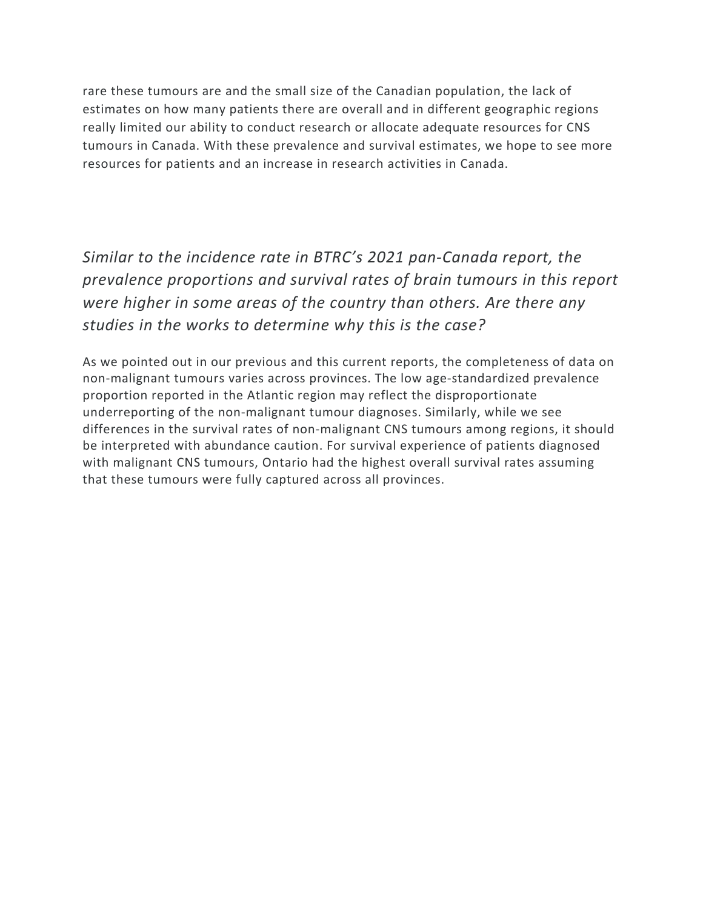rare these tumours are and the small size of the Canadian population, the lack of estimates on how many patients there are overall and in different geographic regions really limited our ability to conduct research or allocate adequate resources for CNS tumours in Canada. With these prevalence and survival estimates, we hope to see more resources for patients and an increase in research activities in Canada.

### *Similar to the incidence rate in BTRC's 2021 pan-Canada report, the prevalence proportions and survival rates of brain tumours in this report were higher in some areas of the country than others. Are there any studies in the works to determine why this is the case?*

As we pointed out in our previous and this current reports, the completeness of data on non-malignant tumours varies across provinces. The low age-standardized prevalence proportion reported in the Atlantic region may reflect the disproportionate underreporting of the non-malignant tumour diagnoses. Similarly, while we see differences in the survival rates of non-malignant CNS tumours among regions, it should be interpreted with abundance caution. For survival experience of patients diagnosed with malignant CNS tumours, Ontario had the highest overall survival rates assuming that these tumours were fully captured across all provinces.